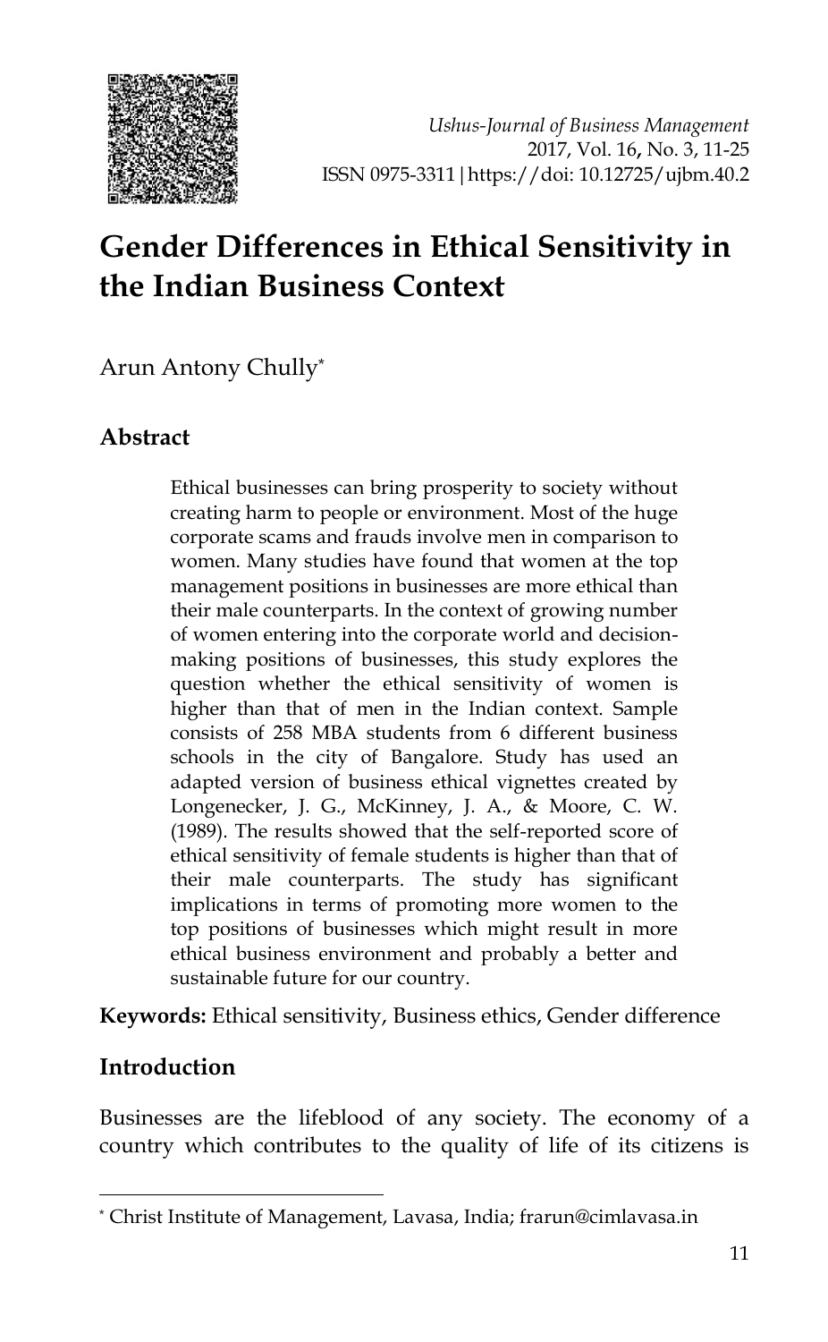# Gender Differences in Ethical Sensitivity in the Indian Business Context

Arun Antony Chully[*]

## Abstract

Ethical businesses can bring prosperity to society without creating harm to people or environment. Most of the huge corporate scams and frauds involve men in comparison to women. Many studies have found that women at the top management positions in businesses are more ethical than their male counterparts. In the context of growing number of women entering into the corporate world and decision-making positions of businesses, this study explores the question whether the ethical sensitivity of women is higher than that of men in the Indian context. Sample consists of 258 MBA students from 6 different business schools in the city of Bangalore. Study has used an adapted version of business ethical vignettes created by Longenecker, J. G., McKinney, J. A., & Moore, C. W. (1989). The results showed that the self-reported score of ethical sensitivity of female students is higher than that of their male counterparts. The study has significant implications in terms of promoting more women to the top positions of businesses which might result in more ethical business environment and probably a better and sustainable future for our country.

**Keywords:** Ethical sensitivity, Business ethics, Gender difference

## Introduction

Businesses are the lifeblood of any society. The economy of a country which contributes to the quality of life of its citizens is

[*] Christ Institute of Management, Lavasa, India; frarun@cimlavasa.in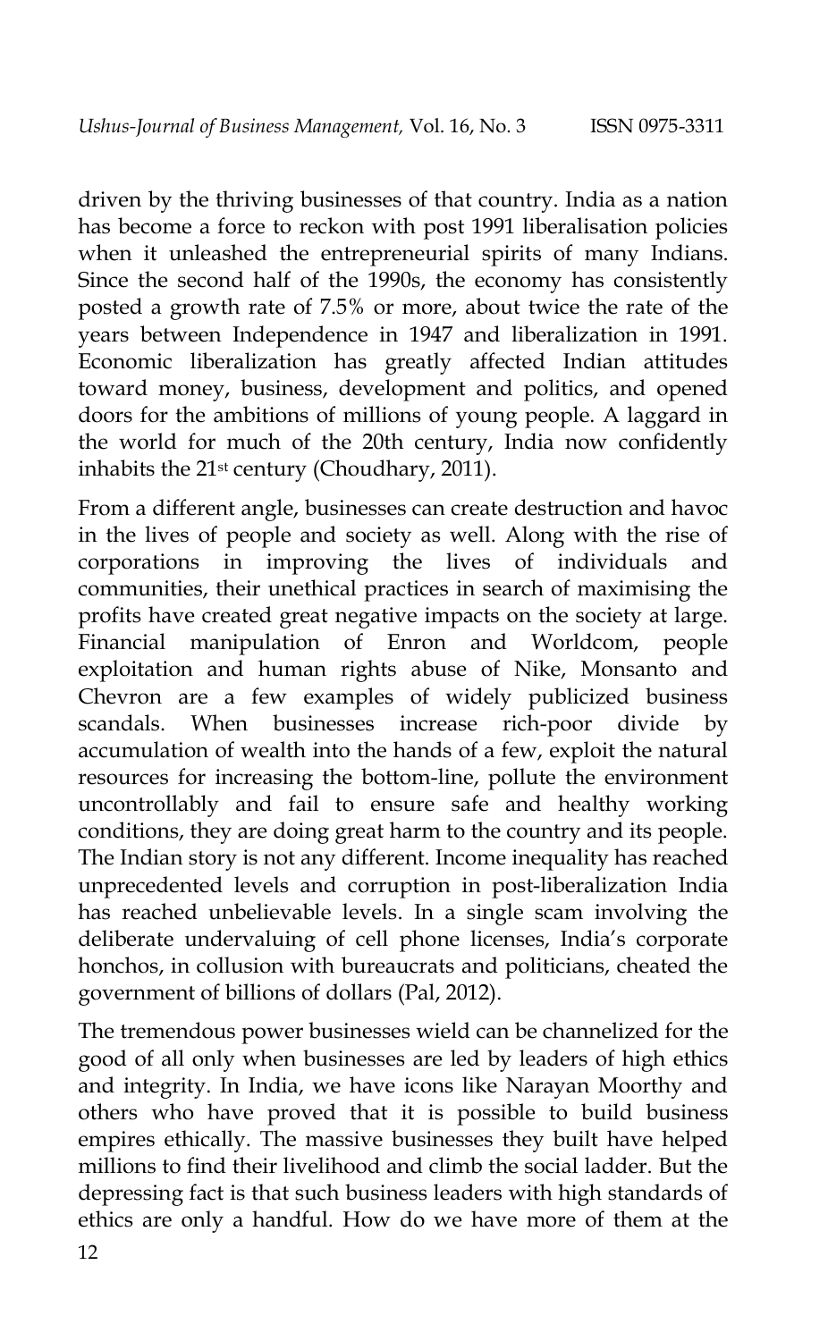driven by the thriving businesses of that country. India as a nation has become a force to reckon with post 1991 liberalisation policies when it unleashed the entrepreneurial spirits of many Indians. Since the second half of the 1990s, the economy has consistently posted a growth rate of 7.5% or more, about twice the rate of the years between Independence in 1947 and liberalization in 1991. Economic liberalization has greatly affected Indian attitudes toward money, business, development and politics, and opened doors for the ambitions of millions of young people. A laggard in the world for much of the 20th century, India now confidently inhabits the 21st century (Choudhary, 2011).

From a different angle, businesses can create destruction and havoc in the lives of people and society as well. Along with the rise of corporations in improving the lives of individuals and communities, their unethical practices in search of maximising the profits have created great negative impacts on the society at large. Financial manipulation of Enron and Worldcom, people exploitation and human rights abuse of Nike, Monsanto and Chevron are a few examples of widely publicized business scandals. When businesses increase rich-poor divide by accumulation of wealth into the hands of a few, exploit the natural resources for increasing the bottom-line, pollute the environment uncontrollably and fail to ensure safe and healthy working conditions, they are doing great harm to the country and its people. The Indian story is not any different. Income inequality has reached unprecedented levels and corruption in post-liberalization India has reached unbelievable levels. In a single scam involving the deliberate undervaluing of cell phone licenses, India's corporate honchos, in collusion with bureaucrats and politicians, cheated the government of billions of dollars (Pal, 2012).

The tremendous power businesses wield can be channelized for the good of all only when businesses are led by leaders of high ethics and integrity. In India, we have icons like Narayan Moorthy and others who have proved that it is possible to build business empires ethically. The massive businesses they built have helped millions to find their livelihood and climb the social ladder. But the depressing fact is that such business leaders with high standards of ethics are only a handful. How do we have more of them at the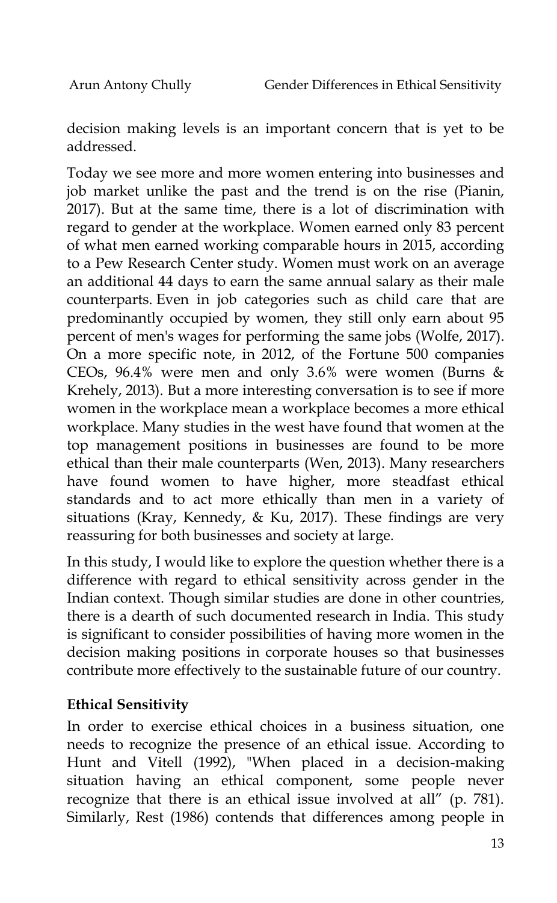decision making levels is an important concern that is yet to be addressed.

Today we see more and more women entering into businesses and job market unlike the past and the trend is on the rise (Pianin, 2017). But at the same time, there is a lot of discrimination with regard to gender at the workplace. Women earned only 83 percent of what men earned working comparable hours in 2015, according to a Pew Research Center study. Women must work on an average an additional 44 days to earn the same annual salary as their male counterparts. Even in job categories such as child care that are predominantly occupied by women, they still only earn about 95 percent of men's wages for performing the same jobs (Wolfe, 2017). On a more specific note, in 2012, of the Fortune 500 companies CEOs, 96.4% were men and only 3.6% were women (Burns & Krehely, 2013). But a more interesting conversation is to see if more women in the workplace mean a workplace becomes a more ethical workplace. Many studies in the west have found that women at the top management positions in businesses are found to be more ethical than their male counterparts (Wen, 2013). Many researchers have found women to have higher, more steadfast ethical standards and to act more ethically than men in a variety of situations (Kray, Kennedy, & Ku, 2017). These findings are very reassuring for both businesses and society at large.

In this study, I would like to explore the question whether there is a difference with regard to ethical sensitivity across gender in the Indian context. Though similar studies are done in other countries, there is a dearth of such documented research in India. This study is significant to consider possibilities of having more women in the decision making positions in corporate houses so that businesses contribute more effectively to the sustainable future of our country.

## Ethical Sensitivity

In order to exercise ethical choices in a business situation, one needs to recognize the presence of an ethical issue. According to Hunt and Vitell (1992), "When placed in a decision-making situation having an ethical component, some people never recognize that there is an ethical issue involved at all" (p. 781). Similarly, Rest (1986) contends that differences among people in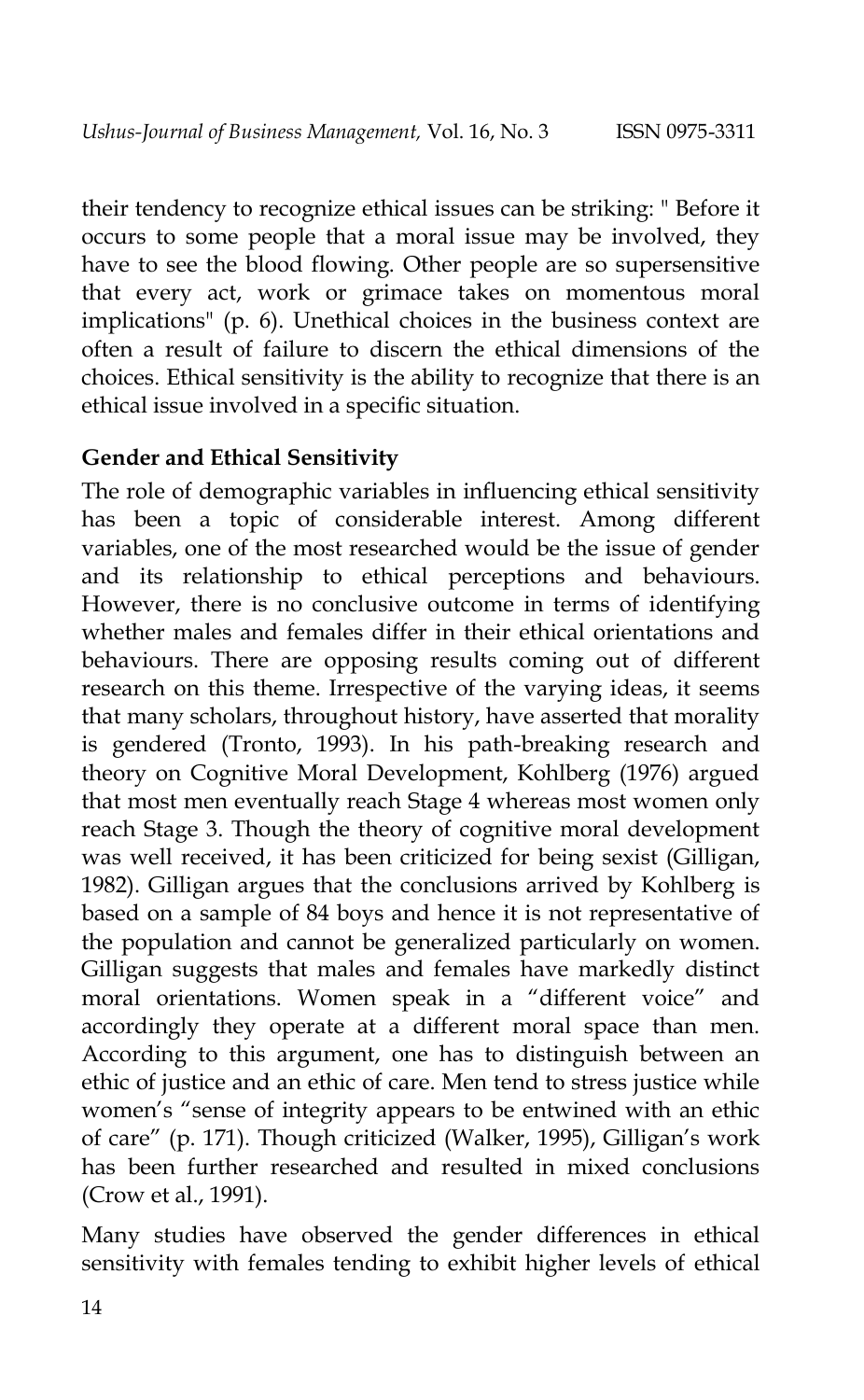their tendency to recognize ethical issues can be striking: " Before it occurs to some people that a moral issue may be involved, they have to see the blood flowing. Other people are so supersensitive that every act, work or grimace takes on momentous moral implications" (p. 6). Unethical choices in the business context are often a result of failure to discern the ethical dimensions of the choices. Ethical sensitivity is the ability to recognize that there is an ethical issue involved in a specific situation.

## Gender and Ethical Sensitivity

The role of demographic variables in influencing ethical sensitivity has been a topic of considerable interest. Among different variables, one of the most researched would be the issue of gender and its relationship to ethical perceptions and behaviours. However, there is no conclusive outcome in terms of identifying whether males and females differ in their ethical orientations and behaviours. There are opposing results coming out of different research on this theme. Irrespective of the varying ideas, it seems that many scholars, throughout history, have asserted that morality is gendered (Tronto, 1993). In his path-breaking research and theory on Cognitive Moral Development, Kohlberg (1976) argued that most men eventually reach Stage 4 whereas most women only reach Stage 3. Though the theory of cognitive moral development was well received, it has been criticized for being sexist (Gilligan, 1982). Gilligan argues that the conclusions arrived by Kohlberg is based on a sample of 84 boys and hence it is not representative of the population and cannot be generalized particularly on women. Gilligan suggests that males and females have markedly distinct moral orientations. Women speak in a "different voice" and accordingly they operate at a different moral space than men. According to this argument, one has to distinguish between an ethic of justice and an ethic of care. Men tend to stress justice while women's "sense of integrity appears to be entwined with an ethic of care" (p. 171). Though criticized (Walker, 1995), Gilligan's work has been further researched and resulted in mixed conclusions (Crow et al., 1991).

Many studies have observed the gender differences in ethical sensitivity with females tending to exhibit higher levels of ethical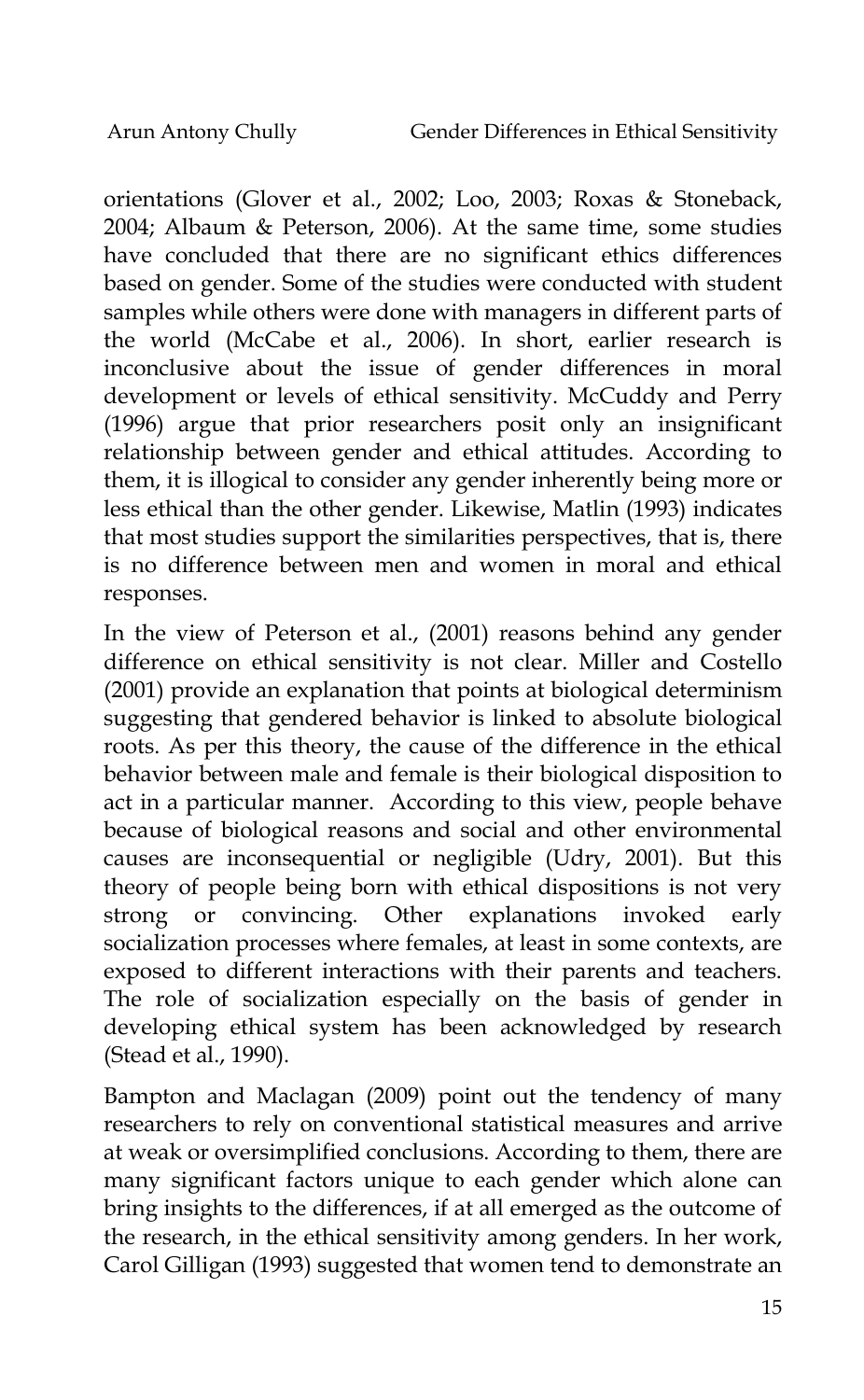orientations (Glover et al., 2002; Loo, 2003; Roxas & Stoneback, 2004; Albaum & Peterson, 2006). At the same time, some studies have concluded that there are no significant ethics differences based on gender. Some of the studies were conducted with student samples while others were done with managers in different parts of the world (McCabe et al., 2006). In short, earlier research is inconclusive about the issue of gender differences in moral development or levels of ethical sensitivity. McCuddy and Perry (1996) argue that prior researchers posit only an insignificant relationship between gender and ethical attitudes. According to them, it is illogical to consider any gender inherently being more or less ethical than the other gender. Likewise, Matlin (1993) indicates that most studies support the similarities perspectives, that is, there is no difference between men and women in moral and ethical responses.

In the view of Peterson et al., (2001) reasons behind any gender difference on ethical sensitivity is not clear. Miller and Costello (2001) provide an explanation that points at biological determinism suggesting that gendered behavior is linked to absolute biological roots. As per this theory, the cause of the difference in the ethical behavior between male and female is their biological disposition to act in a particular manner. According to this view, people behave because of biological reasons and social and other environmental causes are inconsequential or negligible (Udry, 2001). But this theory of people being born with ethical dispositions is not very strong or convincing. Other explanations invoked early socialization processes where females, at least in some contexts, are exposed to different interactions with their parents and teachers. The role of socialization especially on the basis of gender in developing ethical system has been acknowledged by research (Stead et al., 1990).

Bampton and Maclagan (2009) point out the tendency of many researchers to rely on conventional statistical measures and arrive at weak or oversimplified conclusions. According to them, there are many significant factors unique to each gender which alone can bring insights to the differences, if at all emerged as the outcome of the research, in the ethical sensitivity among genders. In her work, Carol Gilligan (1993) suggested that women tend to demonstrate an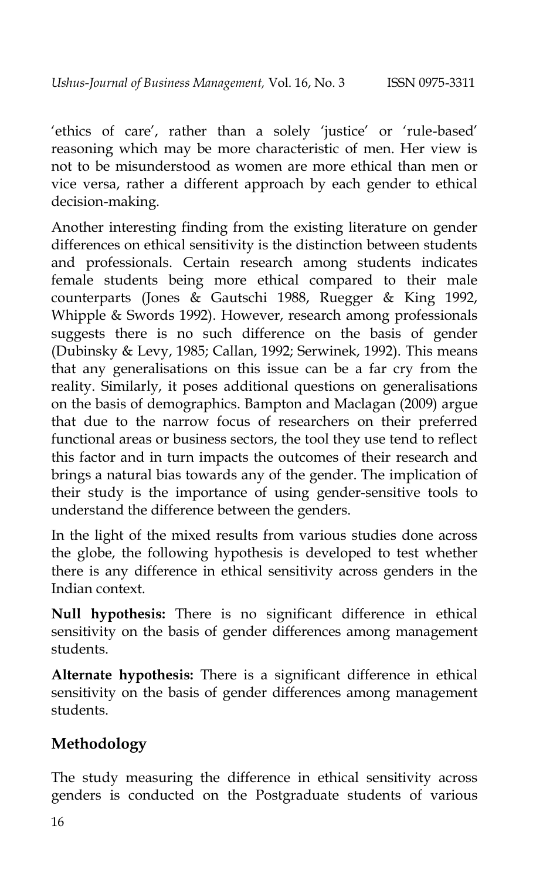'ethics of care', rather than a solely 'justice' or 'rule-based' reasoning which may be more characteristic of men. Her view is not to be misunderstood as women are more ethical than men or vice versa, rather a different approach by each gender to ethical decision-making.

Another interesting finding from the existing literature on gender differences on ethical sensitivity is the distinction between students and professionals. Certain research among students indicates female students being more ethical compared to their male counterparts (Jones & Gautschi 1988, Ruegger & King 1992, Whipple & Swords 1992). However, research among professionals suggests there is no such difference on the basis of gender (Dubinsky & Levy, 1985; Callan, 1992; Serwinek, 1992). This means that any generalisations on this issue can be a far cry from the reality. Similarly, it poses additional questions on generalisations on the basis of demographics. Bampton and Maclagan (2009) argue that due to the narrow focus of researchers on their preferred functional areas or business sectors, the tool they use tend to reflect this factor and in turn impacts the outcomes of their research and brings a natural bias towards any of the gender. The implication of their study is the importance of using gender-sensitive tools to understand the difference between the genders.

In the light of the mixed results from various studies done across the globe, the following hypothesis is developed to test whether there is any difference in ethical sensitivity across genders in the Indian context.

**Null hypothesis:** There is no significant difference in ethical sensitivity on the basis of gender differences among management students.

**Alternate hypothesis:** There is a significant difference in ethical sensitivity on the basis of gender differences among management students.

## Methodology

The study measuring the difference in ethical sensitivity across genders is conducted on the Postgraduate students of various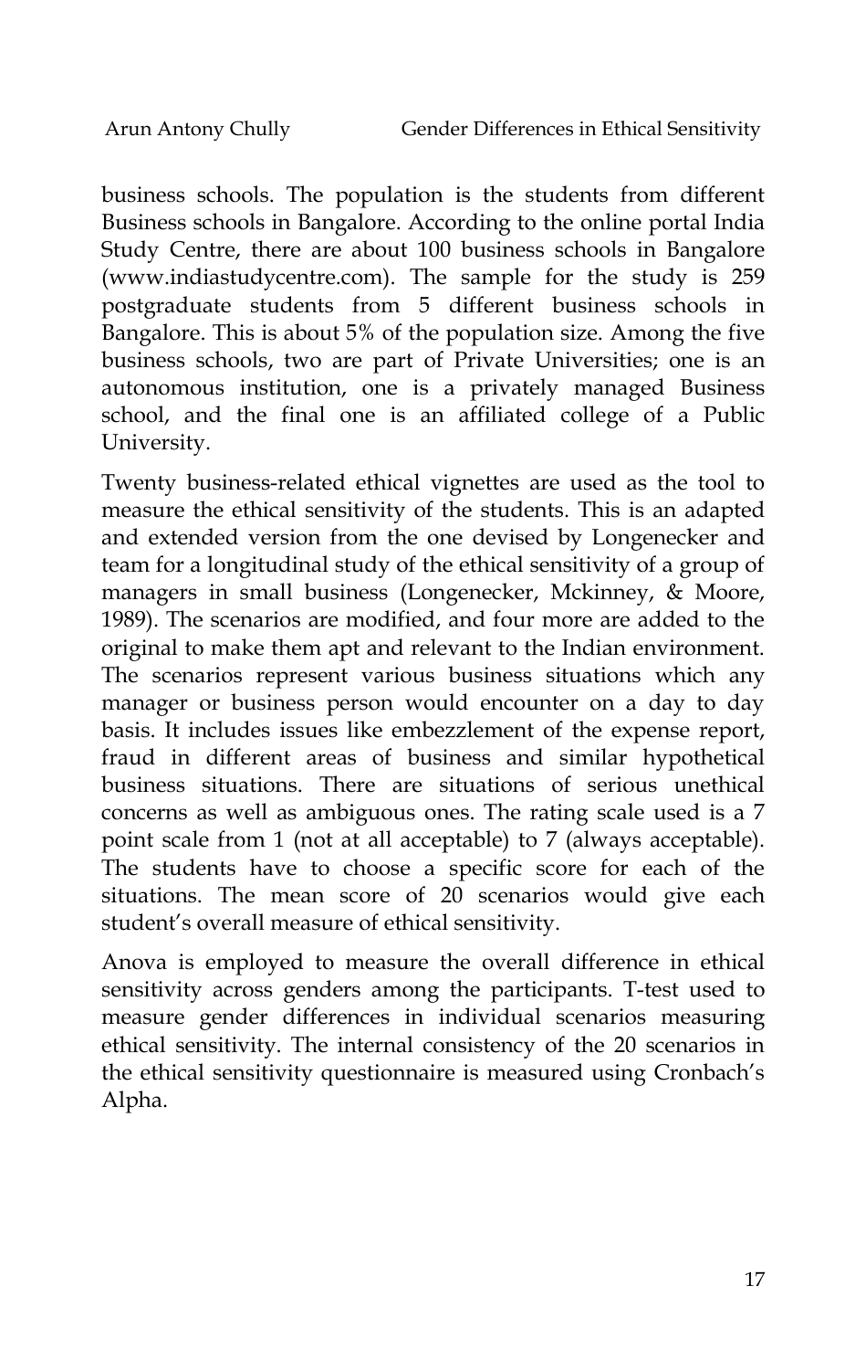business schools. The population is the students from different Business schools in Bangalore. According to the online portal India Study Centre, there are about 100 business schools in Bangalore (www.indiastudycentre.com). The sample for the study is 259 postgraduate students from 5 different business schools in Bangalore. This is about 5% of the population size. Among the five business schools, two are part of Private Universities; one is an autonomous institution, one is a privately managed Business school, and the final one is an affiliated college of a Public University.

Twenty business-related ethical vignettes are used as the tool to measure the ethical sensitivity of the students. This is an adapted and extended version from the one devised by Longenecker and team for a longitudinal study of the ethical sensitivity of a group of managers in small business (Longenecker, Mckinney, & Moore, 1989). The scenarios are modified, and four more are added to the original to make them apt and relevant to the Indian environment. The scenarios represent various business situations which any manager or business person would encounter on a day to day basis. It includes issues like embezzlement of the expense report, fraud in different areas of business and similar hypothetical business situations. There are situations of serious unethical concerns as well as ambiguous ones. The rating scale used is a 7 point scale from 1 (not at all acceptable) to 7 (always acceptable). The students have to choose a specific score for each of the situations. The mean score of 20 scenarios would give each student's overall measure of ethical sensitivity.

Anova is employed to measure the overall difference in ethical sensitivity across genders among the participants. T-test used to measure gender differences in individual scenarios measuring ethical sensitivity. The internal consistency of the 20 scenarios in the ethical sensitivity questionnaire is measured using Cronbach's Alpha.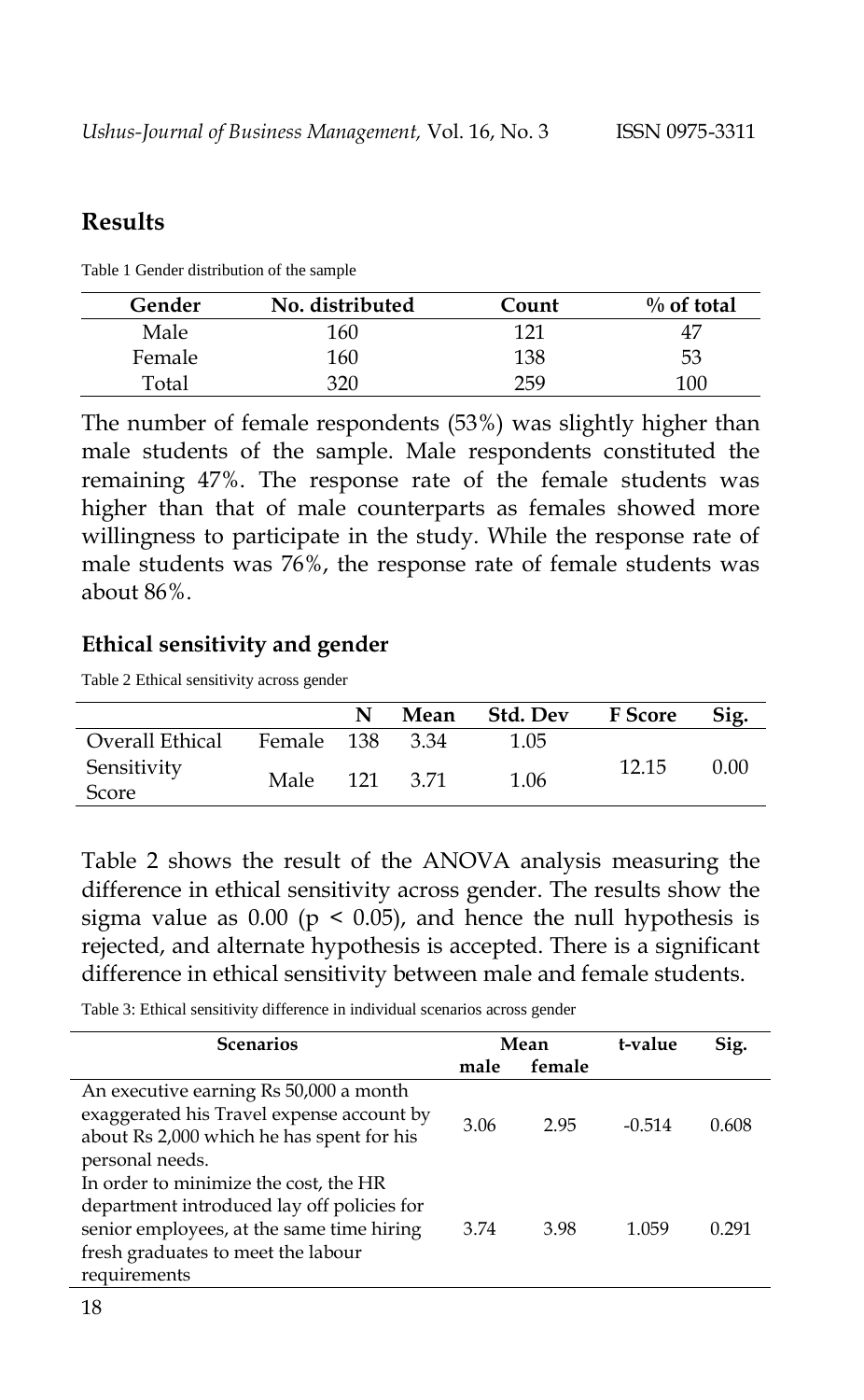## Results

Table 1 Gender distribution of the sample

| Gender | No. distributed | Count | % of total |
|---|---|---|---|
| Male | 160 | 121 | 47 |
| Female | 160 | 138 | 53 |
| Total | 320 | 259 | 100 |

The number of female respondents (53%) was slightly higher than male students of the sample. Male respondents constituted the remaining 47%. The response rate of the female students was higher than that of male counterparts as females showed more willingness to participate in the study. While the response rate of male students was 76%, the response rate of female students was about 86%.

### Ethical sensitivity and gender

Table 2 Ethical sensitivity across gender

| | | N | Mean | Std. Dev | F Score | Sig. |
|---|---|---|---|---|---|---|
| Overall Ethical Sensitivity Score | Female | 138 | 3.34 | 1.05 | 12.15 | 0.00 |
| | Male | 121 | 3.71 | 1.06 | | |

Table 2 shows the result of the ANOVA analysis measuring the difference in ethical sensitivity across gender. The results show the sigma value as 0.00 ($p < 0.05$), and hence the null hypothesis is rejected, and alternate hypothesis is accepted. There is a significant difference in ethical sensitivity between male and female students.

Table 3: Ethical sensitivity difference in individual scenarios across gender

| Scenarios | Mean | | t-value | Sig. |
|---|---|---|---|---|
| | male | female | | |
| An executive earning Rs 50,000 a month exaggerated his Travel expense account by about Rs 2,000 which he has spent for his personal needs. | 3.06 | 2.95 | -0.514 | 0.608 |
| In order to minimize the cost, the HR department introduced lay off policies for senior employees, at the same time hiring fresh graduates to meet the labour requirements | 3.74 | 3.98 | 1.059 | 0.291 |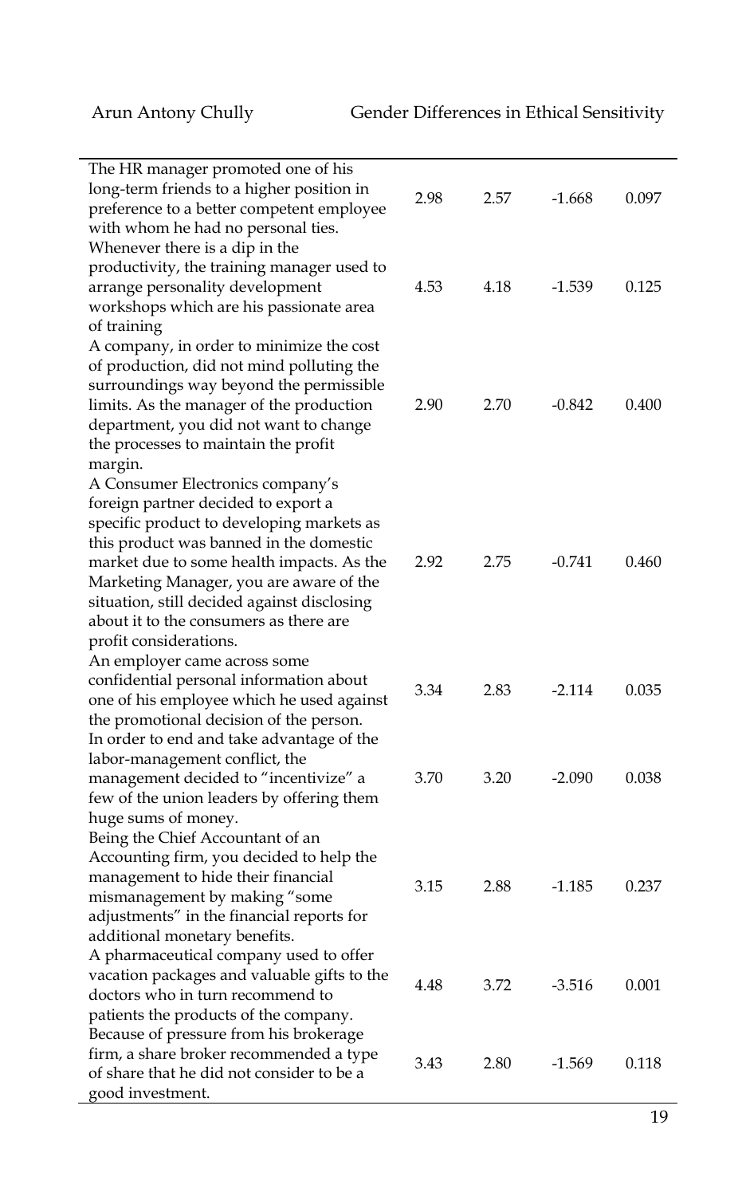| | | | | |
|---|---|---|---|---|
| The HR manager promoted one of his long-term friends to a higher position in preference to a better competent employee with whom he had no personal ties. | 2.98 | 2.57 | -1.668 | 0.097 |
| Whenever there is a dip in the productivity, the training manager used to arrange personality development workshops which are his passionate area of training | 4.53 | 4.18 | -1.539 | 0.125 |
| A company, in order to minimize the cost of production, did not mind polluting the surroundings way beyond the permissible limits. As the manager of the production department, you did not want to change the processes to maintain the profit margin. | 2.90 | 2.70 | -0.842 | 0.400 |
| A Consumer Electronics company's foreign partner decided to export a specific product to developing markets as this product was banned in the domestic market due to some health impacts. As the Marketing Manager, you are aware of the situation, still decided against disclosing about it to the consumers as there are profit considerations. | 2.92 | 2.75 | -0.741 | 0.460 |
| An employer came across some confidential personal information about one of his employee which he used against the promotional decision of the person. | 3.34 | 2.83 | -2.114 | 0.035 |
| In order to end and take advantage of the labor-management conflict, the management decided to "incentivize" a few of the union leaders by offering them huge sums of money. | 3.70 | 3.20 | -2.090 | 0.038 |
| Being the Chief Accountant of an Accounting firm, you decided to help the management to hide their financial mismanagement by making "some adjustments" in the financial reports for additional monetary benefits. | 3.15 | 2.88 | -1.185 | 0.237 |
| A pharmaceutical company used to offer vacation packages and valuable gifts to the doctors who in turn recommend to patients the products of the company. | 4.48 | 3.72 | -3.516 | 0.001 |
| Because of pressure from his brokerage firm, a share broker recommended a type of share that he did not consider to be a good investment. | 3.43 | 2.80 | -1.569 | 0.118 |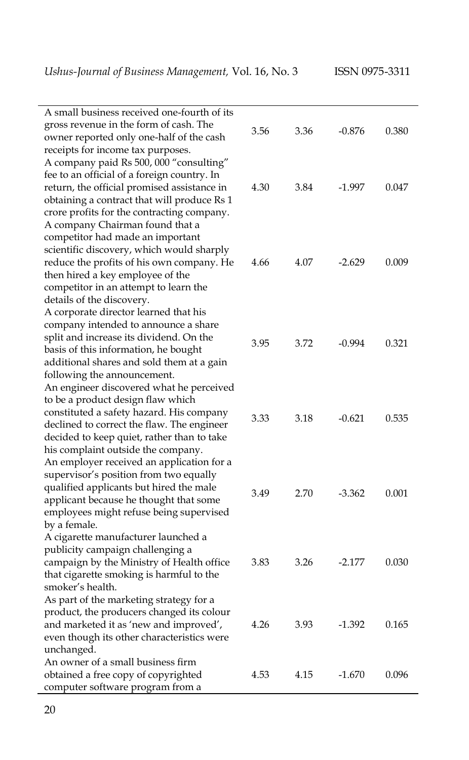| | | | | |
|---|---|---|---|---|
| A small business received one-fourth of its gross revenue in the form of cash. The owner reported only one-half of the cash receipts for income tax purposes. | 3.56 | 3.36 | -0.876 | 0.380 |
| A company paid Rs 500, 000 "consulting" fee to an official of a foreign country. In return, the official promised assistance in obtaining a contract that will produce Rs 1 crore profits for the contracting company. | 4.30 | 3.84 | -1.997 | 0.047 |
| A company Chairman found that a competitor had made an important scientific discovery, which would sharply reduce the profits of his own company. He then hired a key employee of the competitor in an attempt to learn the details of the discovery. | 4.66 | 4.07 | -2.629 | 0.009 |
| A corporate director learned that his company intended to announce a share split and increase its dividend. On the basis of this information, he bought additional shares and sold them at a gain following the announcement. | 3.95 | 3.72 | -0.994 | 0.321 |
| An engineer discovered what he perceived to be a product design flaw which constituted a safety hazard. His company declined to correct the flaw. The engineer decided to keep quiet, rather than to take his complaint outside the company. | 3.33 | 3.18 | -0.621 | 0.535 |
| An employer received an application for a supervisor's position from two equally qualified applicants but hired the male applicant because he thought that some employees might refuse being supervised by a female. | 3.49 | 2.70 | -3.362 | 0.001 |
| A cigarette manufacturer launched a publicity campaign challenging a campaign by the Ministry of Health office that cigarette smoking is harmful to the smoker's health. | 3.83 | 3.26 | -2.177 | 0.030 |
| As part of the marketing strategy for a product, the producers changed its colour and marketed it as 'new and improved', even though its other characteristics were unchanged. | 4.26 | 3.93 | -1.392 | 0.165 |
| An owner of a small business firm obtained a free copy of copyrighted computer software program from a | 4.53 | 4.15 | -1.670 | 0.096 |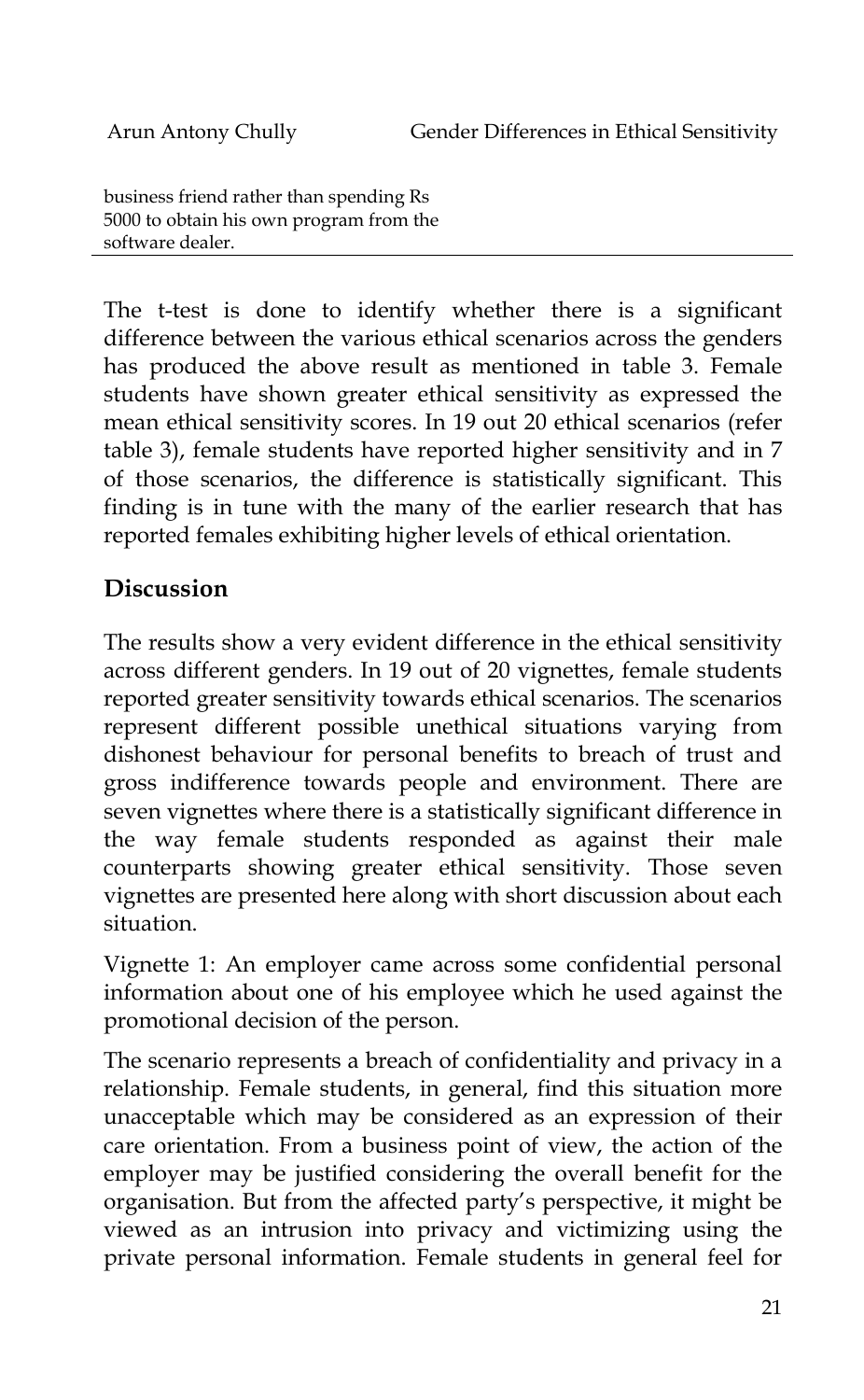business friend rather than spending Rs 5000 to obtain his own program from the software dealer.

The t-test is done to identify whether there is a significant difference between the various ethical scenarios across the genders has produced the above result as mentioned in table 3. Female students have shown greater ethical sensitivity as expressed the mean ethical sensitivity scores. In 19 out 20 ethical scenarios (refer table 3), female students have reported higher sensitivity and in 7 of those scenarios, the difference is statistically significant. This finding is in tune with the many of the earlier research that has reported females exhibiting higher levels of ethical orientation.

## Discussion

The results show a very evident difference in the ethical sensitivity across different genders. In 19 out of 20 vignettes, female students reported greater sensitivity towards ethical scenarios. The scenarios represent different possible unethical situations varying from dishonest behaviour for personal benefits to breach of trust and gross indifference towards people and environment. There are seven vignettes where there is a statistically significant difference in the way female students responded as against their male counterparts showing greater ethical sensitivity. Those seven vignettes are presented here along with short discussion about each situation.

Vignette 1: An employer came across some confidential personal information about one of his employee which he used against the promotional decision of the person.

The scenario represents a breach of confidentiality and privacy in a relationship. Female students, in general, find this situation more unacceptable which may be considered as an expression of their care orientation. From a business point of view, the action of the employer may be justified considering the overall benefit for the organisation. But from the affected party's perspective, it might be viewed as an intrusion into privacy and victimizing using the private personal information. Female students in general feel for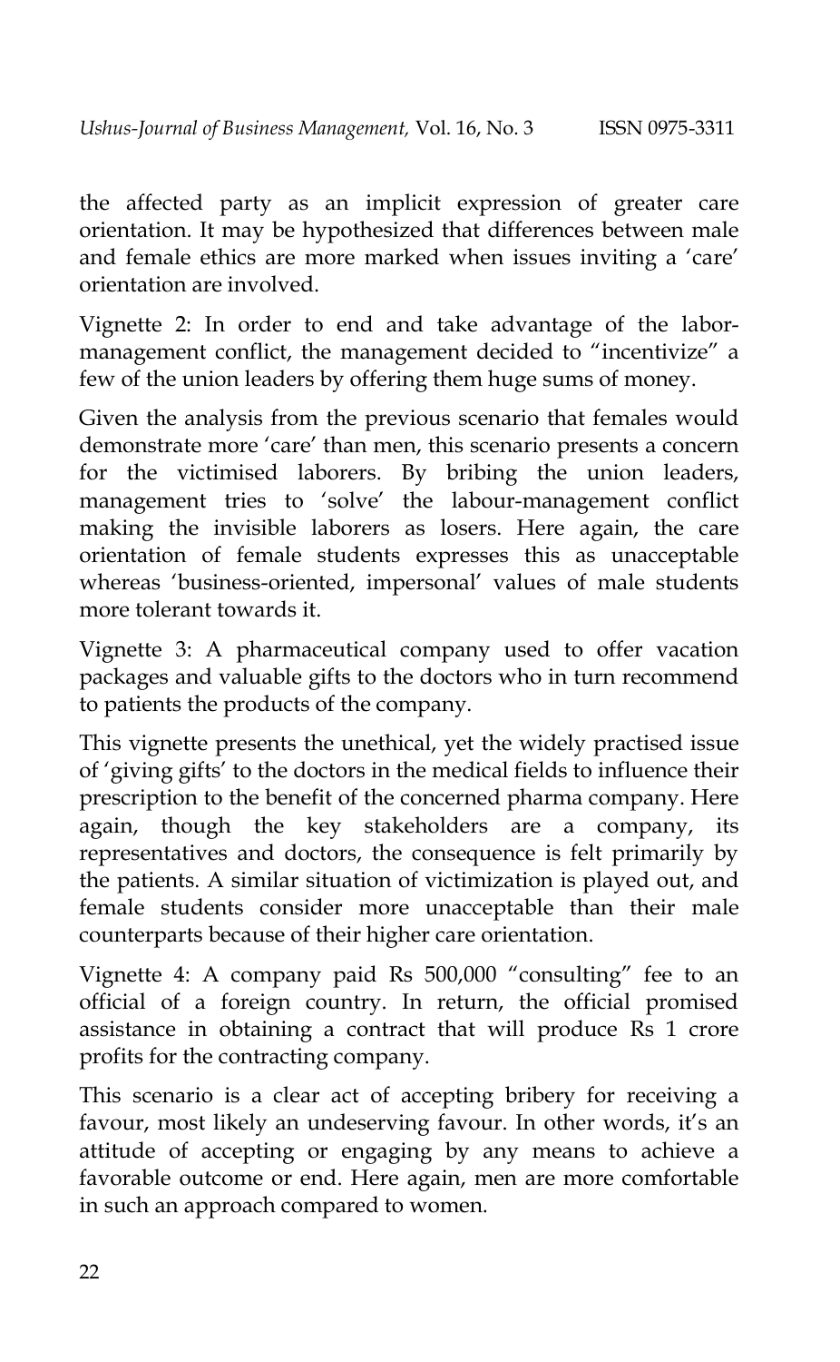the affected party as an implicit expression of greater care orientation. It may be hypothesized that differences between male and female ethics are more marked when issues inviting a 'care' orientation are involved.

Vignette 2: In order to end and take advantage of the labor-management conflict, the management decided to "incentivize" a few of the union leaders by offering them huge sums of money.

Given the analysis from the previous scenario that females would demonstrate more 'care' than men, this scenario presents a concern for the victimised laborers. By bribing the union leaders, management tries to 'solve' the labour-management conflict making the invisible laborers as losers. Here again, the care orientation of female students expresses this as unacceptable whereas 'business-oriented, impersonal' values of male students more tolerant towards it.

Vignette 3: A pharmaceutical company used to offer vacation packages and valuable gifts to the doctors who in turn recommend to patients the products of the company.

This vignette presents the unethical, yet the widely practised issue of 'giving gifts' to the doctors in the medical fields to influence their prescription to the benefit of the concerned pharma company. Here again, though the key stakeholders are a company, its representatives and doctors, the consequence is felt primarily by the patients. A similar situation of victimization is played out, and female students consider more unacceptable than their male counterparts because of their higher care orientation.

Vignette 4: A company paid Rs 500,000 "consulting" fee to an official of a foreign country. In return, the official promised assistance in obtaining a contract that will produce Rs 1 crore profits for the contracting company.

This scenario is a clear act of accepting bribery for receiving a favour, most likely an undeserving favour. In other words, it's an attitude of accepting or engaging by any means to achieve a favorable outcome or end. Here again, men are more comfortable in such an approach compared to women.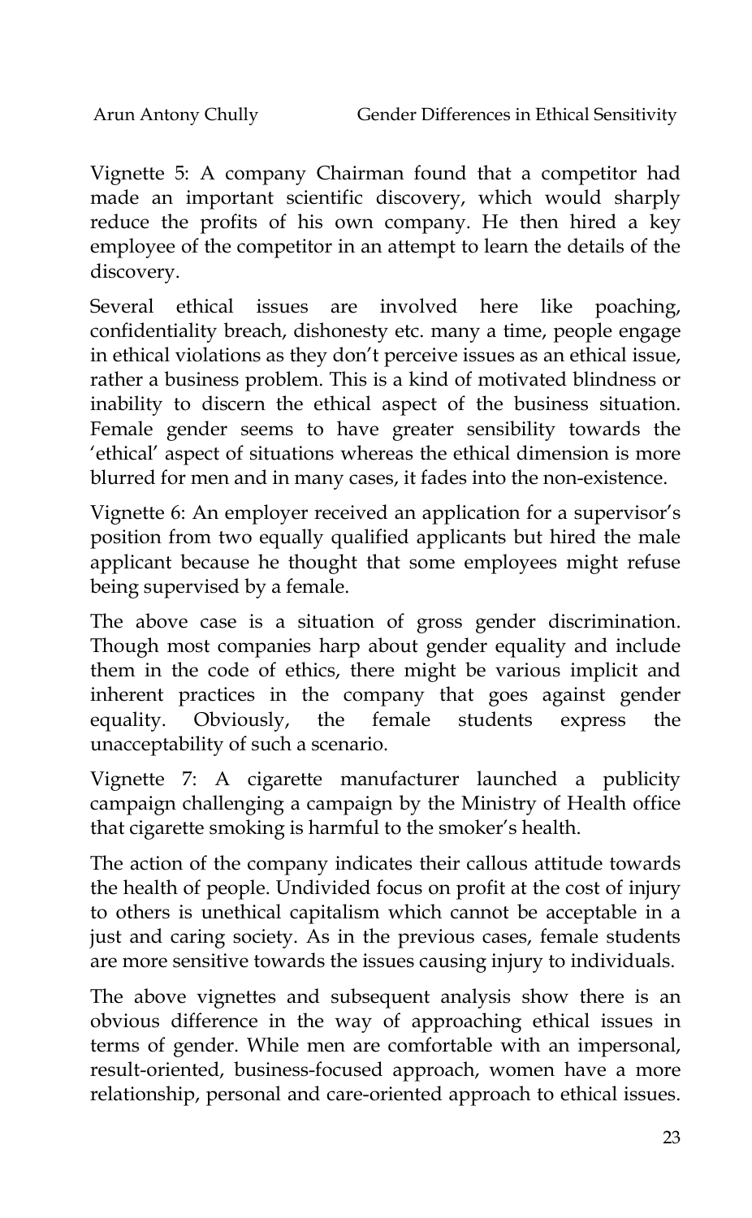Vignette 5: A company Chairman found that a competitor had made an important scientific discovery, which would sharply reduce the profits of his own company. He then hired a key employee of the competitor in an attempt to learn the details of the discovery.

Several ethical issues are involved here like poaching, confidentiality breach, dishonesty etc. many a time, people engage in ethical violations as they don't perceive issues as an ethical issue, rather a business problem. This is a kind of motivated blindness or inability to discern the ethical aspect of the business situation. Female gender seems to have greater sensibility towards the 'ethical' aspect of situations whereas the ethical dimension is more blurred for men and in many cases, it fades into the non-existence.

Vignette 6: An employer received an application for a supervisor's position from two equally qualified applicants but hired the male applicant because he thought that some employees might refuse being supervised by a female.

The above case is a situation of gross gender discrimination. Though most companies harp about gender equality and include them in the code of ethics, there might be various implicit and inherent practices in the company that goes against gender equality. Obviously, the female students express the unacceptability of such a scenario.

Vignette 7: A cigarette manufacturer launched a publicity campaign challenging a campaign by the Ministry of Health office that cigarette smoking is harmful to the smoker's health.

The action of the company indicates their callous attitude towards the health of people. Undivided focus on profit at the cost of injury to others is unethical capitalism which cannot be acceptable in a just and caring society. As in the previous cases, female students are more sensitive towards the issues causing injury to individuals.

The above vignettes and subsequent analysis show there is an obvious difference in the way of approaching ethical issues in terms of gender. While men are comfortable with an impersonal, result-oriented, business-focused approach, women have a more relationship, personal and care-oriented approach to ethical issues.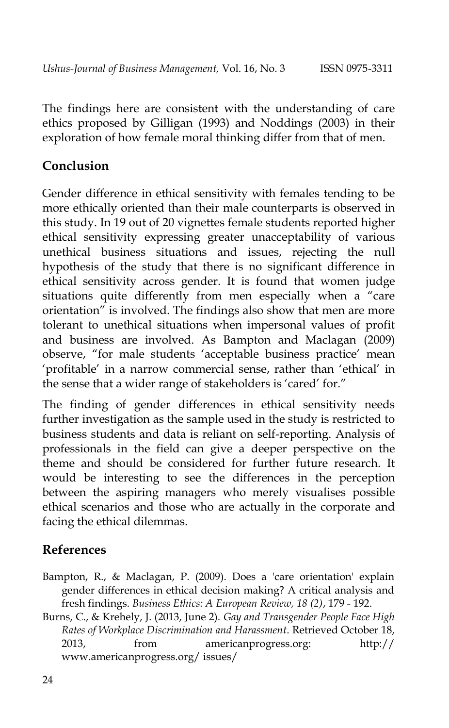The findings here are consistent with the understanding of care ethics proposed by Gilligan (1993) and Noddings (2003) in their exploration of how female moral thinking differ from that of men.

## Conclusion

Gender difference in ethical sensitivity with females tending to be more ethically oriented than their male counterparts is observed in this study. In 19 out of 20 vignettes female students reported higher ethical sensitivity expressing greater unacceptability of various unethical business situations and issues, rejecting the null hypothesis of the study that there is no significant difference in ethical sensitivity across gender. It is found that women judge situations quite differently from men especially when a "care orientation" is involved. The findings also show that men are more tolerant to unethical situations when impersonal values of profit and business are involved. As Bampton and Maclagan (2009) observe, "for male students 'acceptable business practice' mean 'profitable' in a narrow commercial sense, rather than 'ethical' in the sense that a wider range of stakeholders is 'cared' for."

The finding of gender differences in ethical sensitivity needs further investigation as the sample used in the study is restricted to business students and data is reliant on self-reporting. Analysis of professionals in the field can give a deeper perspective on the theme and should be considered for further future research. It would be interesting to see the differences in the perception between the aspiring managers who merely visualises possible ethical scenarios and those who are actually in the corporate and facing the ethical dilemmas.

## References

Bampton, R., & Maclagan, P. (2009). Does a 'care orientation' explain gender differences in ethical decision making? A critical analysis and fresh findings. *Business Ethics: A European Review, 18 (2)*, 179 - 192.

Burns, C., & Krehely, J. (2013, June 2). *Gay and Transgender People Face High Rates of Workplace Discrimination and Harassment*. Retrieved October 18, 2013, from americanprogress.org: http:// www.americanprogress.org/ issues/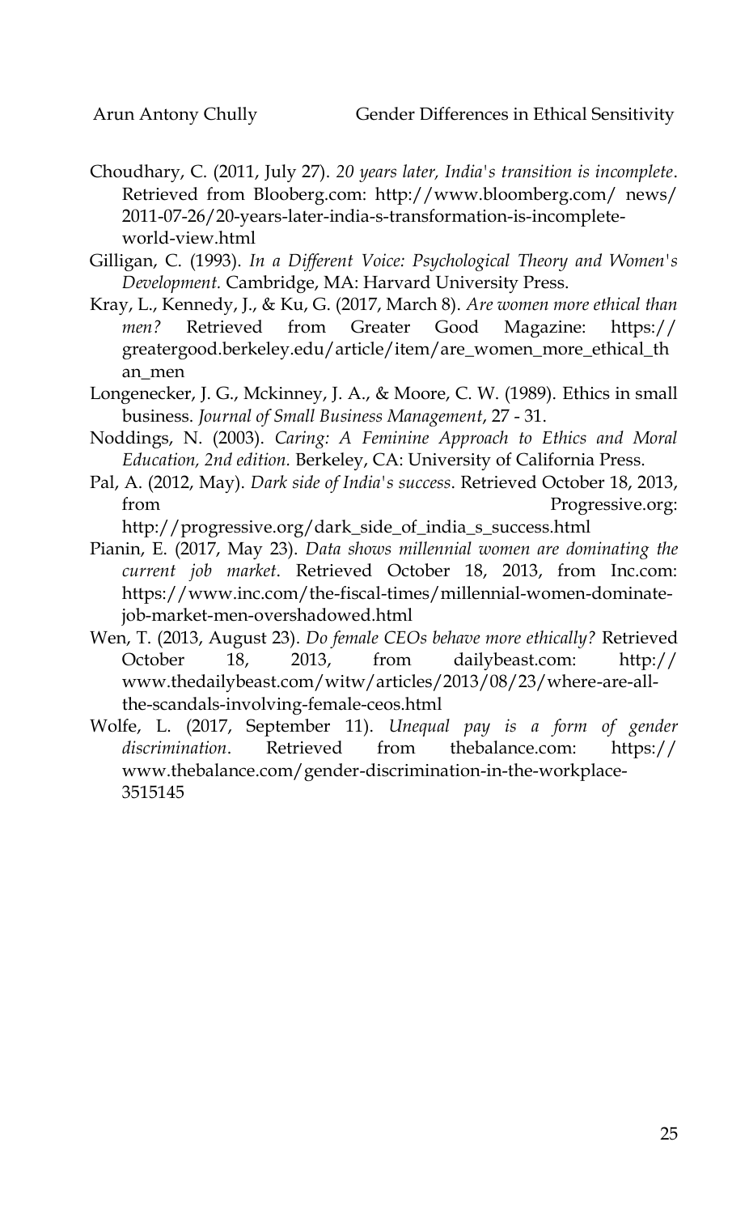Choudhary, C. (2011, July 27). *20 years later, India's transition is incomplete*. Retrieved from Blooberg.com: http://www.bloomberg.com/ news/ 2011-07-26/20-years-later-india-s-transformation-is-incomplete-world-view.html

Gilligan, C. (1993). *In a Different Voice: Psychological Theory and Women's Development.* Cambridge, MA: Harvard University Press.

Kray, L., Kennedy, J., & Ku, G. (2017, March 8). *Are women more ethical than men?* Retrieved from Greater Good Magazine: https:// greatergood.berkeley.edu/article/item/are_women_more_ethical_than_men

Longenecker, J. G., Mckinney, J. A., & Moore, C. W. (1989). Ethics in small business. *Journal of Small Business Management*, 27 - 31.

Noddings, N. (2003). *Caring: A Feminine Approach to Ethics and Moral Education, 2nd edition.* Berkeley, CA: University of California Press.

Pal, A. (2012, May). *Dark side of India's success*. Retrieved October 18, 2013, from Progressive.org: http://progressive.org/dark_side_of_india_s_success.html

Pianin, E. (2017, May 23). *Data shows millennial women are dominating the current job market*. Retrieved October 18, 2013, from Inc.com: https://www.inc.com/the-fiscal-times/millennial-women-dominate-job-market-men-overshadowed.html

Wen, T. (2013, August 23). *Do female CEOs behave more ethically?* Retrieved October 18, 2013, from dailybeast.com: http:// www.thedailybeast.com/witw/articles/2013/08/23/where-are-all-the-scandals-involving-female-ceos.html

Wolfe, L. (2017, September 11). *Unequal pay is a form of gender discrimination*. Retrieved from thebalance.com: https:// www.thebalance.com/gender-discrimination-in-the-workplace-3515145